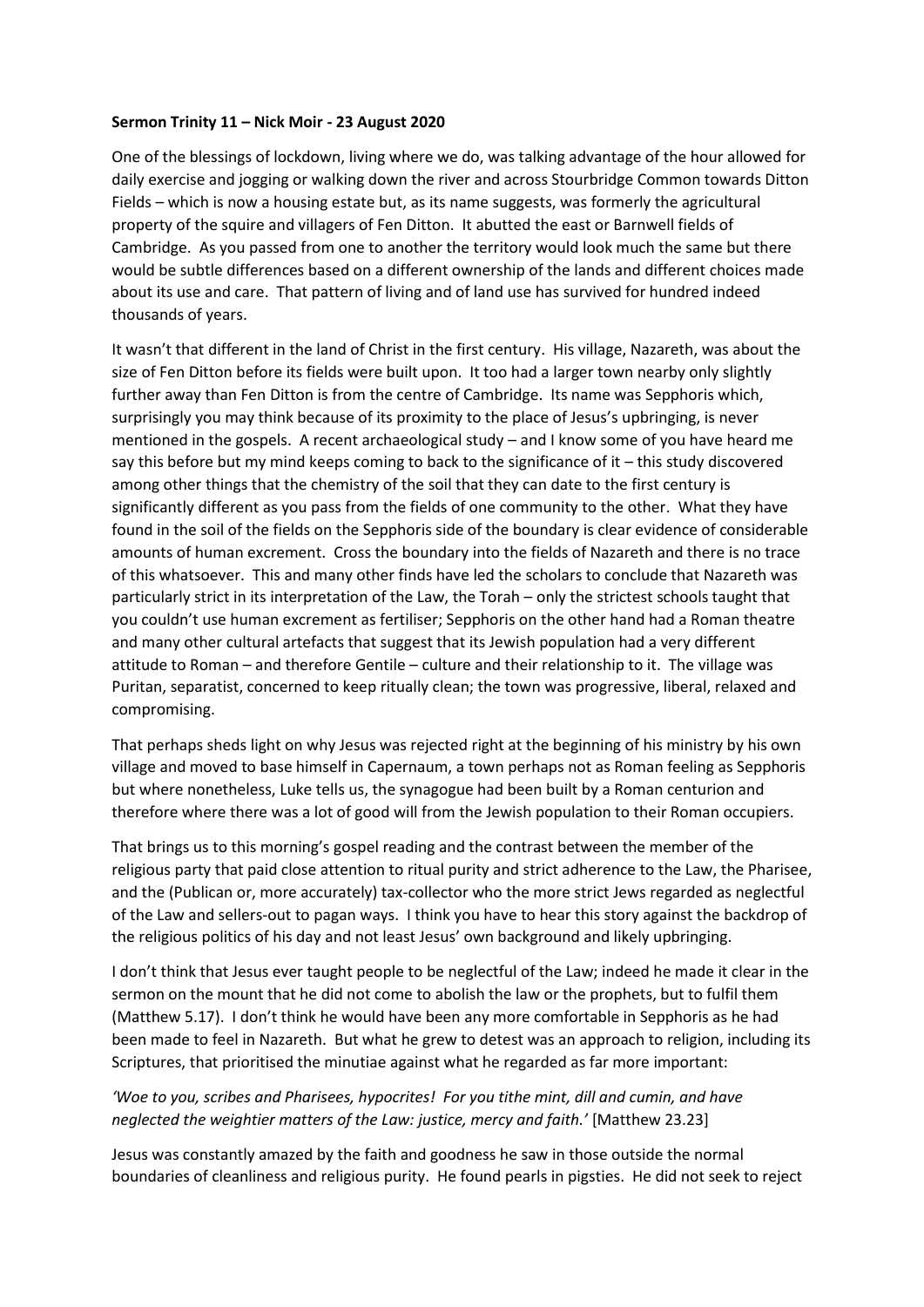**Sermon Trinity 11 – Nick Moir - 23 August 2020**

One of the blessings of lockdown, living where we do, was talking advantage of the hour allowed for daily exercise and jogging or walking down the river and across Stourbridge Common towards Ditton Fields – which is now a housing estate but, as its name suggests, was formerly the agricultural property of the squire and villagers of Fen Ditton. It abutted the east or Barnwell fields of Cambridge. As you passed from one to another the territory would look much the same but there would be subtle differences based on a different ownership of the lands and different choices made about its use and care. That pattern of living and of land use has survived for hundred indeed thousands of years.

It wasn't that different in the land of Christ in the first century. His village, Nazareth, was about the size of Fen Ditton before its fields were built upon. It too had a larger town nearby only slightly further away than Fen Ditton is from the centre of Cambridge. Its name was Sepphoris which, surprisingly you may think because of its proximity to the place of Jesus's upbringing, is never mentioned in the gospels. A recent archaeological study – and I know some of you have heard me say this before but my mind keeps coming to back to the significance of it – this study discovered among other things that the chemistry of the soil that they can date to the first century is significantly different as you pass from the fields of one community to the other. What they have found in the soil of the fields on the Sepphoris side of the boundary is clear evidence of considerable amounts of human excrement. Cross the boundary into the fields of Nazareth and there is no trace of this whatsoever. This and many other finds have led the scholars to conclude that Nazareth was particularly strict in its interpretation of the Law, the Torah – only the strictest schools taught that you couldn't use human excrement as fertiliser; Sepphoris on the other hand had a Roman theatre and many other cultural artefacts that suggest that its Jewish population had a very different attitude to Roman – and therefore Gentile – culture and their relationship to it. The village was Puritan, separatist, concerned to keep ritually clean; the town was progressive, liberal, relaxed and compromising.

That perhaps sheds light on why Jesus was rejected right at the beginning of his ministry by his own village and moved to base himself in Capernaum, a town perhaps not as Roman feeling as Sepphoris but where nonetheless, Luke tells us, the synagogue had been built by a Roman centurion and therefore where there was a lot of good will from the Jewish population to their Roman occupiers.

That brings us to this morning's gospel reading and the contrast between the member of the religious party that paid close attention to ritual purity and strict adherence to the Law, the Pharisee, and the (Publican or, more accurately) tax-collector who the more strict Jews regarded as neglectful of the Law and sellers-out to pagan ways. I think you have to hear this story against the backdrop of the religious politics of his day and not least Jesus' own background and likely upbringing.

I don't think that Jesus ever taught people to be neglectful of the Law; indeed he made it clear in the sermon on the mount that he did not come to abolish the law or the prophets, but to fulfil them (Matthew 5.17). I don't think he would have been any more comfortable in Sepphoris as he had been made to feel in Nazareth. But what he grew to detest was an approach to religion, including its Scriptures, that prioritised the minutiae against what he regarded as far more important:

*'Woe to you, scribes and Pharisees, hypocrites! For you tithe mint, dill and cumin, and have neglected the weightier matters of the Law: justice, mercy and faith.'* [Matthew 23.23]

Jesus was constantly amazed by the faith and goodness he saw in those outside the normal boundaries of cleanliness and religious purity. He found pearls in pigsties. He did not seek to reject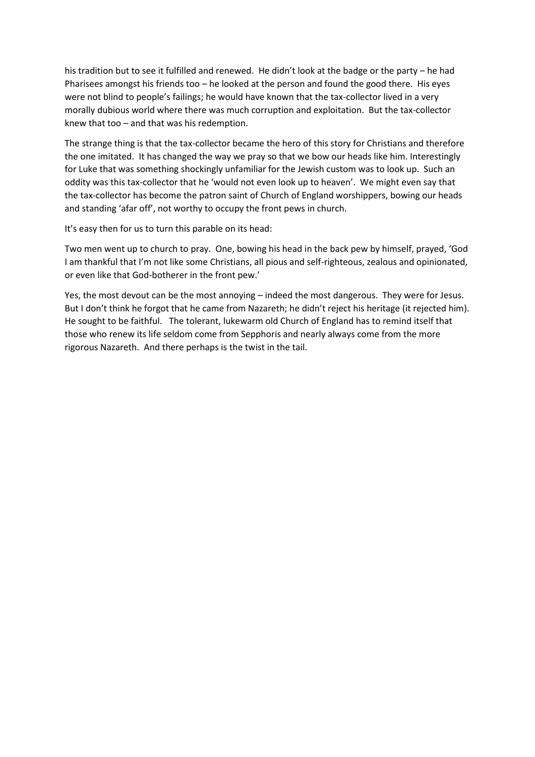his tradition but to see it fulfilled and renewed. He didn't look at the badge or the party – he had Pharisees amongst his friends too – he looked at the person and found the good there. His eyes were not blind to people's failings; he would have known that the tax-collector lived in a very morally dubious world where there was much corruption and exploitation. But the tax-collector knew that too – and that was his redemption.

The strange thing is that the tax-collector became the hero of this story for Christians and therefore the one imitated. It has changed the way we pray so that we bow our heads like him. Interestingly for Luke that was something shockingly unfamiliar for the Jewish custom was to look up. Such an oddity was this tax-collector that he 'would not even look up to heaven'. We might even say that the tax-collector has become the patron saint of Church of England worshippers, bowing our heads and standing 'afar off', not worthy to occupy the front pews in church.

It's easy then for us to turn this parable on its head:

Two men went up to church to pray. One, bowing his head in the back pew by himself, prayed, 'God I am thankful that I'm not like some Christians, all pious and self-righteous, zealous and opinionated, or even like that God-botherer in the front pew.'

Yes, the most devout can be the most annoying – indeed the most dangerous. They were for Jesus. But I don't think he forgot that he came from Nazareth; he didn't reject his heritage (it rejected him). He sought to be faithful. The tolerant, lukewarm old Church of England has to remind itself that those who renew its life seldom come from Sepphoris and nearly always come from the more rigorous Nazareth. And there perhaps is the twist in the tail.